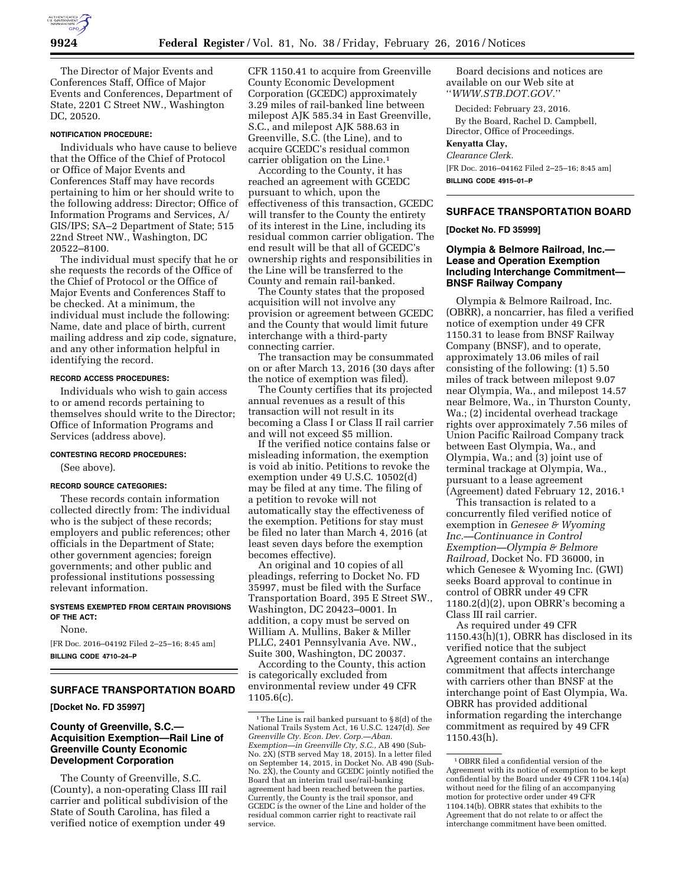The Director of Major Events and Conferences Staff, Office of Major Events and Conferences, Department of State, 2201 C Street NW., Washington DC, 20520.

**NOTIFICATION PROCEDURE:**

Individuals who have cause to believe that the Office of the Chief of Protocol or Office of Major Events and Conferences Staff may have records pertaining to him or her should write to the following address: Director; Office of Information Programs and Services, A/GIS/IPS; SA–2 Department of State; 515 22nd Street NW., Washington, DC 20522–8100.

The individual must specify that he or she requests the records of the Office of the Chief of Protocol or the Office of Major Events and Conferences Staff to be checked. At a minimum, the individual must include the following: Name, date and place of birth, current mailing address and zip code, signature, and any other information helpful in identifying the record.

**RECORD ACCESS PROCEDURES:**

Individuals who wish to gain access to or amend records pertaining to themselves should write to the Director; Office of Information Programs and Services (address above).

**CONTESTING RECORD PROCEDURES:**

(See above).

**RECORD SOURCE CATEGORIES:**

These records contain information collected directly from: The individual who is the subject of these records; employers and public references; other officials in the Department of State; other government agencies; foreign governments; and other public and professional institutions possessing relevant information.

**SYSTEMS EXEMPTED FROM CERTAIN PROVISIONS OF THE ACT:**

None.

[FR Doc. 2016–04192 Filed 2–25–16; 8:45 am]

**BILLING CODE 4710–24–P**

## SURFACE TRANSPORTATION BOARD

**[Docket No. FD 35997]**

### County of Greenville, S.C.—Acquisition Exemption—Rail Line of Greenville County Economic Development Corporation

The County of Greenville, S.C. (County), a non-operating Class III rail carrier and political subdivision of the State of South Carolina, has filed a verified notice of exemption under 49 CFR 1150.41 to acquire from Greenville County Economic Development Corporation (GCEDC) approximately 3.29 miles of rail-banked line between milepost AJK 585.34 in East Greenville, S.C., and milepost AJK 588.63 in Greenville, S.C. (the Line), and to acquire GCEDC's residual common carrier obligation on the Line.[1]

According to the County, it has reached an agreement with GCEDC pursuant to which, upon the effectiveness of this transaction, GCEDC will transfer to the County the entirety of its interest in the Line, including its residual common carrier obligation. The end result will be that all of GCEDC's ownership rights and responsibilities in the Line will be transferred to the County and remain rail-banked.

The County states that the proposed acquisition will not involve any provision or agreement between GCEDC and the County that would limit future interchange with a third-party connecting carrier.

The transaction may be consummated on or after March 13, 2016 (30 days after the notice of exemption was filed).

The County certifies that its projected annual revenues as a result of this transaction will not result in its becoming a Class I or Class II rail carrier and will not exceed $5 million.

If the verified notice contains false or misleading information, the exemption is void ab initio. Petitions to revoke the exemption under 49 U.S.C. 10502(d) may be filed at any time. The filing of a petition to revoke will not automatically stay the effectiveness of the exemption. Petitions for stay must be filed no later than March 4, 2016 (at least seven days before the exemption becomes effective).

An original and 10 copies of all pleadings, referring to Docket No. FD 35997, must be filed with the Surface Transportation Board, 395 E Street SW., Washington, DC 20423–0001. In addition, a copy must be served on William A. Mullins, Baker & Miller PLLC, 2401 Pennsylvania Ave. NW., Suite 300, Washington, DC 20037.

According to the County, this action is categorically excluded from environmental review under 49 CFR 1105.6(c).

[1] The Line is rail banked pursuant to § 8(d) of the National Trails System Act, 16 U.S.C. 1247(d). *See Greenville Cty. Econ. Dev. Corp.—Aban. Exemption—in Greenville Cty, S.C.,* AB 490 (Sub-No. 2X) (STB served May 18, 2015). In a letter filed on September 14, 2015, in Docket No. AB 490 (Sub-No. 2X), the County and GCEDC jointly notified the Board that an interim trail use/rail-banking agreement had been reached between the parties. Currently, the County is the trail sponsor, and GCEDC is the owner of the Line and holder of the residual common carrier right to reactivate rail service.

Board decisions and notices are available on our Web site at "*WWW.STB.DOT.GOV.*"

Decided: February 23, 2016.

By the Board, Rachel D. Campbell, Director, Office of Proceedings.

**Kenyatta Clay,**

*Clearance Clerk.*

[FR Doc. 2016–04162 Filed 2–25–16; 8:45 am]

**BILLING CODE 4915–01–P**

## SURFACE TRANSPORTATION BOARD

**[Docket No. FD 35999]**

### Olympia & Belmore Railroad, Inc.—Lease and Operation Exemption Including Interchange Commitment—BNSF Railway Company

Olympia & Belmore Railroad, Inc. (OBRR), a noncarrier, has filed a verified notice of exemption under 49 CFR 1150.31 to lease from BNSF Railway Company (BNSF), and to operate, approximately 13.06 miles of rail consisting of the following: (1) 5.50 miles of track between milepost 9.07 near Olympia, Wa., and milepost 14.57 near Belmore, Wa., in Thurston County, Wa.; (2) incidental overhead trackage rights over approximately 7.56 miles of Union Pacific Railroad Company track between East Olympia, Wa., and Olympia, Wa.; and (3) joint use of terminal trackage at Olympia, Wa., pursuant to a lease agreement (Agreement) dated February 12, 2016.[1]

This transaction is related to a concurrently filed verified notice of exemption in *Genesee & Wyoming Inc.—Continuance in Control Exemption—Olympia & Belmore Railroad,* Docket No. FD 36000, in which Genesee & Wyoming Inc. (GWI) seeks Board approval to continue in control of OBRR under 49 CFR 1180.2(d)(2), upon OBRR's becoming a Class III rail carrier.

As required under 49 CFR 1150.43(h)(1), OBRR has disclosed in its verified notice that the subject Agreement contains an interchange commitment that affects interchange with carriers other than BNSF at the interchange point of East Olympia, Wa. OBRR has provided additional information regarding the interchange commitment as required by 49 CFR 1150.43(h).

[1] OBRR filed a confidential version of the Agreement with its notice of exemption to be kept confidential by the Board under 49 CFR 1104.14(a) without need for the filing of an accompanying motion for protective order under 49 CFR 1104.14(b). OBRR states that exhibits to the Agreement that do not relate to or affect the interchange commitment have been omitted.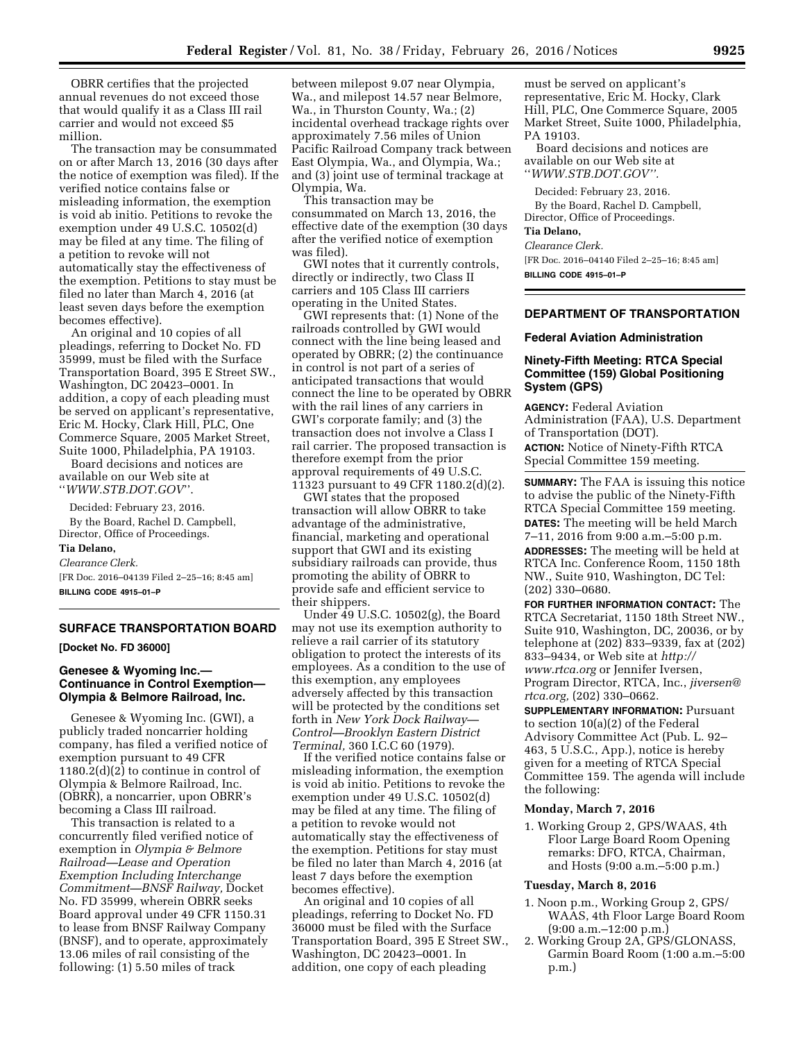OBRR certifies that the projected annual revenues do not exceed those that would qualify it as a Class III rail carrier and would not exceed $5 million.

The transaction may be consummated on or after March 13, 2016 (30 days after the notice of exemption was filed). If the verified notice contains false or misleading information, the exemption is void ab initio. Petitions to revoke the exemption under 49 U.S.C. 10502(d) may be filed at any time. The filing of a petition to revoke will not automatically stay the effectiveness of the exemption. Petitions to stay must be filed no later than March 4, 2016 (at least seven days before the exemption becomes effective).

An original and 10 copies of all pleadings, referring to Docket No. FD 35999, must be filed with the Surface Transportation Board, 395 E Street SW., Washington, DC 20423–0001. In addition, a copy of each pleading must be served on applicant's representative, Eric M. Hocky, Clark Hill, PLC, One Commerce Square, 2005 Market Street, Suite 1000, Philadelphia, PA 19103.

Board decisions and notices are available on our Web site at ''*WWW.STB.DOT.GOV*''.

Decided: February 23, 2016.

By the Board, Rachel D. Campbell, Director, Office of Proceedings.

**Tia Delano,**

*Clearance Clerk.*

[FR Doc. 2016–04139 Filed 2–25–16; 8:45 am]

**BILLING CODE 4915–01–P**

## SURFACE TRANSPORTATION BOARD

**[Docket No. FD 36000]**

### Genesee & Wyoming Inc.—Continuance in Control Exemption—Olympia & Belmore Railroad, Inc.

Genesee & Wyoming Inc. (GWI), a publicly traded noncarrier holding company, has filed a verified notice of exemption pursuant to 49 CFR 1180.2(d)(2) to continue in control of Olympia & Belmore Railroad, Inc. (OBRR), a noncarrier, upon OBRR's becoming a Class III railroad.

This transaction is related to a concurrently filed verified notice of exemption in *Olympia & Belmore Railroad—Lease and Operation Exemption Including Interchange Commitment—BNSF Railway,* Docket No. FD 35999, wherein OBRR seeks Board approval under 49 CFR 1150.31 to lease from BNSF Railway Company (BNSF), and to operate, approximately 13.06 miles of rail consisting of the following: (1) 5.50 miles of track between milepost 9.07 near Olympia, Wa., and milepost 14.57 near Belmore, Wa., in Thurston County, Wa.; (2) incidental overhead trackage rights over approximately 7.56 miles of Union Pacific Railroad Company track between East Olympia, Wa., and Olympia, Wa.; and (3) joint use of terminal trackage at Olympia, Wa.

This transaction may be consummated on March 13, 2016, the effective date of the exemption (30 days after the verified notice of exemption was filed).

GWI notes that it currently controls, directly or indirectly, two Class II carriers and 105 Class III carriers operating in the United States.

GWI represents that: (1) None of the railroads controlled by GWI would connect with the line being leased and operated by OBRR; (2) the continuance in control is not part of a series of anticipated transactions that would connect the line to be operated by OBRR with the rail lines of any carriers in GWI's corporate family; and (3) the transaction does not involve a Class I rail carrier. The proposed transaction is therefore exempt from the prior approval requirements of 49 U.S.C. 11323 pursuant to 49 CFR 1180.2(d)(2).

GWI states that the proposed transaction will allow OBRR to take advantage of the administrative, financial, marketing and operational support that GWI and its existing subsidiary railroads can provide, thus promoting the ability of OBRR to provide safe and efficient service to their shippers.

Under 49 U.S.C. 10502(g), the Board may not use its exemption authority to relieve a rail carrier of its statutory obligation to protect the interests of its employees. As a condition to the use of this exemption, any employees adversely affected by this transaction will be protected by the conditions set forth in *New York Dock Railway—Control—Brooklyn Eastern District Terminal,* 360 I.C.C 60 (1979).

If the verified notice contains false or misleading information, the exemption is void ab initio. Petitions to revoke the exemption under 49 U.S.C. 10502(d) may be filed at any time. The filing of a petition to revoke would not automatically stay the effectiveness of the exemption. Petitions for stay must be filed no later than March 4, 2016 (at least 7 days before the exemption becomes effective).

An original and 10 copies of all pleadings, referring to Docket No. FD 36000 must be filed with the Surface Transportation Board, 395 E Street SW., Washington, DC 20423–0001. In addition, one copy of each pleading must be served on applicant's representative, Eric M. Hocky, Clark Hill, PLC, One Commerce Square, 2005 Market Street, Suite 1000, Philadelphia, PA 19103.

Board decisions and notices are available on our Web site at ''*WWW.STB.DOT.GOV''.*

Decided: February 23, 2016.

By the Board, Rachel D. Campbell, Director, Office of Proceedings.

**Tia Delano,**

*Clearance Clerk.*

[FR Doc. 2016–04140 Filed 2–25–16; 8:45 am]

**BILLING CODE 4915–01–P**

## DEPARTMENT OF TRANSPORTATION

### Federal Aviation Administration

### Ninety-Fifth Meeting: RTCA Special Committee (159) Global Positioning System (GPS)

**AGENCY:** Federal Aviation Administration (FAA), U.S. Department of Transportation (DOT).

**ACTION:** Notice of Ninety-Fifth RTCA Special Committee 159 meeting.

**SUMMARY:** The FAA is issuing this notice to advise the public of the Ninety-Fifth RTCA Special Committee 159 meeting.

**DATES:** The meeting will be held March 7–11, 2016 from 9:00 a.m.–5:00 p.m.

**ADDRESSES:** The meeting will be held at RTCA Inc. Conference Room, 1150 18th NW., Suite 910, Washington, DC Tel: (202) 330–0680.

**FOR FURTHER INFORMATION CONTACT:** The RTCA Secretariat, 1150 18th Street NW., Suite 910, Washington, DC, 20036, or by telephone at (202) 833–9339, fax at (202) 833–9434, or Web site at *http://www.rtca.org* or Jennifer Iversen, Program Director, RTCA, Inc., *jiversen@rtca.org,* (202) 330–0662.

**SUPPLEMENTARY INFORMATION:** Pursuant to section 10(a)(2) of the Federal Advisory Committee Act (Pub. L. 92–463, 5 U.S.C., App.), notice is hereby given for a meeting of RTCA Special Committee 159. The agenda will include the following:

#### Monday, March 7, 2016

1. Working Group 2, GPS/WAAS, 4th Floor Large Board Room Opening remarks: DFO, RTCA, Chairman, and Hosts (9:00 a.m.–5:00 p.m.)

#### Tuesday, March 8, 2016

1. Noon p.m., Working Group 2, GPS/WAAS, 4th Floor Large Board Room (9:00 a.m.–12:00 p.m.)
2. Working Group 2A, GPS/GLONASS, Garmin Board Room (1:00 a.m.–5:00 p.m.)